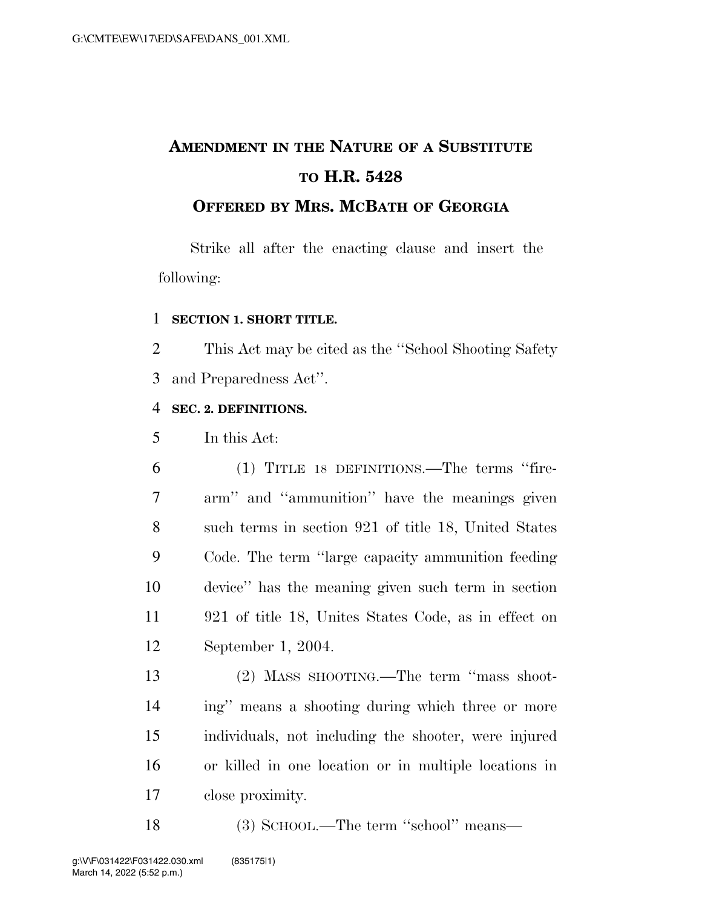# AMENDMENT IN THE NATURE OF A SUBSTITUTE TO H.R. 5428

## OFFERED BY MRS. MCBATH OF GEORGIA

Strike all after the enacting clause and insert the following:

**SECTION 1. SHORT TITLE.**

This Act may be cited as the ''School Shooting Safety and Preparedness Act''.

**SEC. 2. DEFINITIONS.**

In this Act:

(1) TITLE 18 DEFINITIONS.—The terms ''firearm'' and ''ammunition'' have the meanings given such terms in section 921 of title 18, United States Code. The term ''large capacity ammunition feeding device'' has the meaning given such term in section 921 of title 18, Unites States Code, as in effect on September 1, 2004.

(2) MASS SHOOTING.—The term ''mass shooting'' means a shooting during which three or more individuals, not including the shooter, were injured or killed in one location or in multiple locations in close proximity.

(3) SCHOOL.—The term ''school'' means—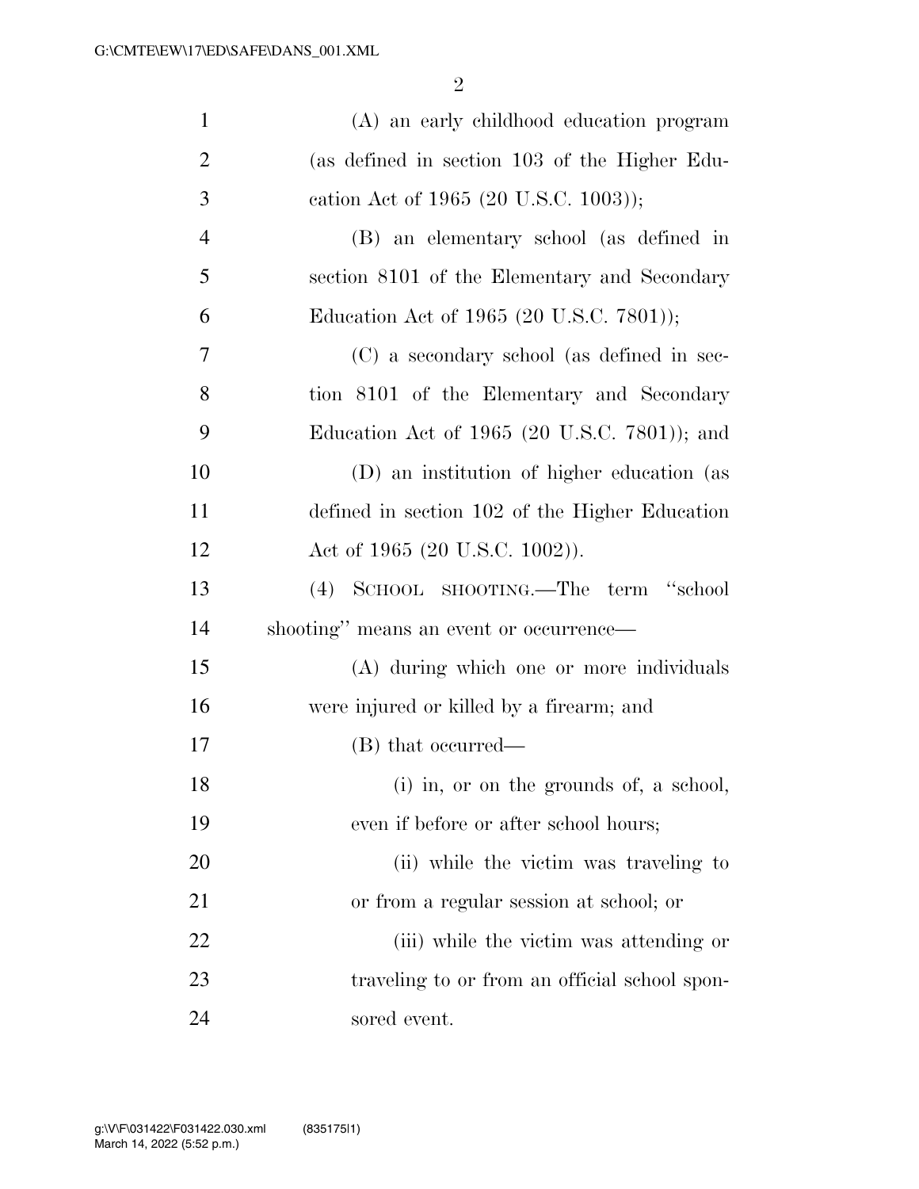(A) an early childhood education program (as defined in section 103 of the Higher Education Act of 1965 (20 U.S.C. 1003));

(B) an elementary school (as defined in section 8101 of the Elementary and Secondary Education Act of 1965 (20 U.S.C. 7801));

(C) a secondary school (as defined in section 8101 of the Elementary and Secondary Education Act of 1965 (20 U.S.C. 7801)); and

(D) an institution of higher education (as defined in section 102 of the Higher Education Act of 1965 (20 U.S.C. 1002)).

(4) SCHOOL SHOOTING.—The term "school shooting" means an event or occurrence—

(A) during which one or more individuals were injured or killed by a firearm; and

(B) that occurred—

(i) in, or on the grounds of, a school, even if before or after school hours;

(ii) while the victim was traveling to or from a regular session at school; or

(iii) while the victim was attending or traveling to or from an official school sponsored event.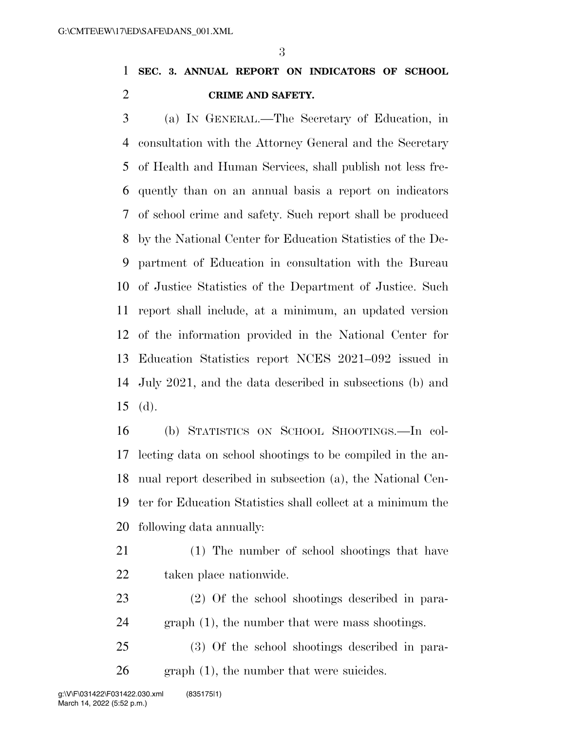**SEC. 3. ANNUAL REPORT ON INDICATORS OF SCHOOL CRIME AND SAFETY.**

(a) IN GENERAL.—The Secretary of Education, in consultation with the Attorney General and the Secretary of Health and Human Services, shall publish not less frequently than on an annual basis a report on indicators of school crime and safety. Such report shall be produced by the National Center for Education Statistics of the Department of Education in consultation with the Bureau of Justice Statistics of the Department of Justice. Such report shall include, at a minimum, an updated version of the information provided in the National Center for Education Statistics report NCES 2021–092 issued in July 2021, and the data described in subsections (b) and (d).

(b) STATISTICS ON SCHOOL SHOOTINGS.—In collecting data on school shootings to be compiled in the annual report described in subsection (a), the National Center for Education Statistics shall collect at a minimum the following data annually:

(1) The number of school shootings that have taken place nationwide.

(2) Of the school shootings described in paragraph (1), the number that were mass shootings.

(3) Of the school shootings described in paragraph (1), the number that were suicides.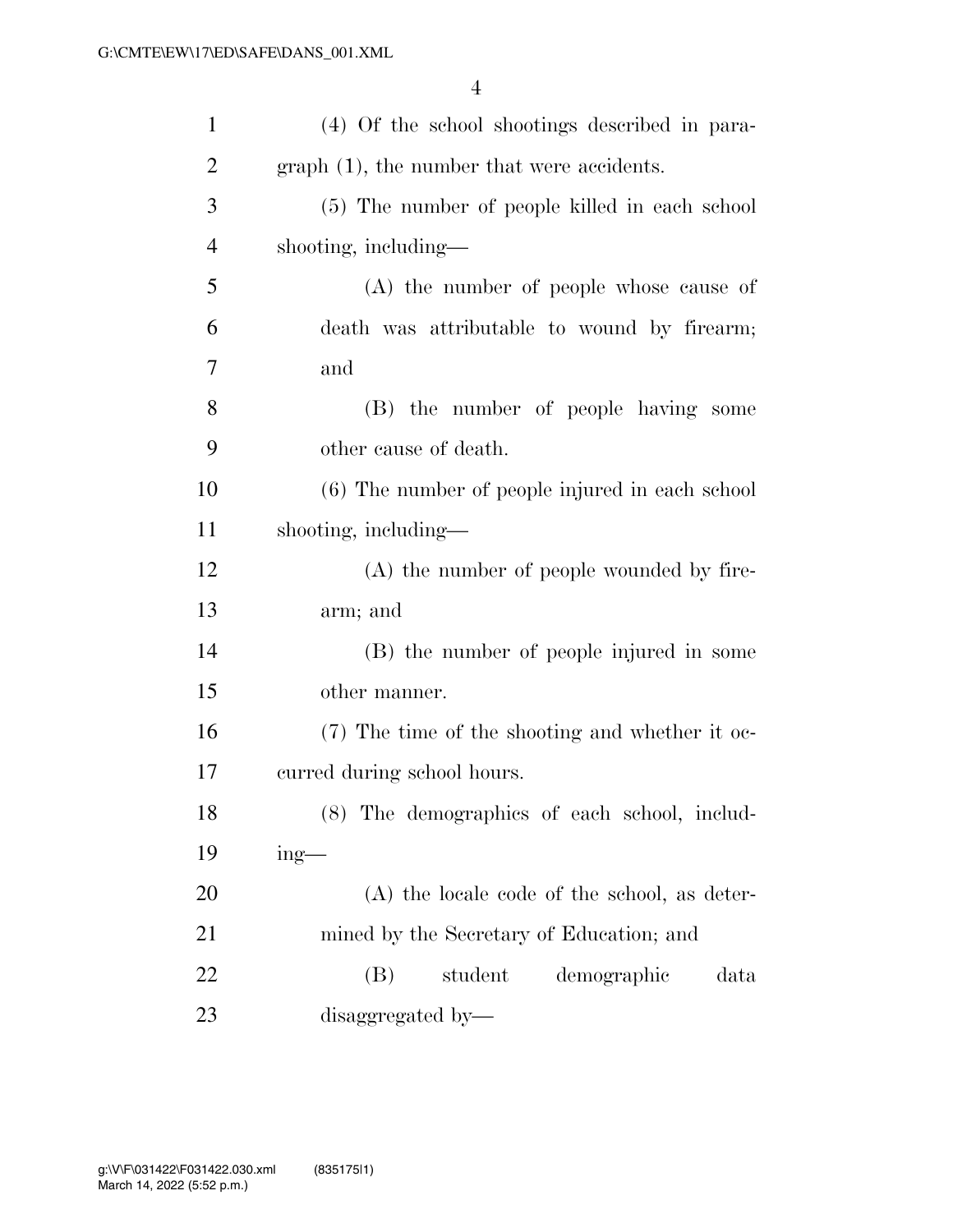(4) Of the school shootings described in paragraph (1), the number that were accidents.

(5) The number of people killed in each school shooting, including—

(A) the number of people whose cause of death was attributable to wound by firearm; and

(B) the number of people having some other cause of death.

(6) The number of people injured in each school shooting, including—

(A) the number of people wounded by firearm; and

(B) the number of people injured in some other manner.

(7) The time of the shooting and whether it occurred during school hours.

(8) The demographics of each school, including—

(A) the locale code of the school, as determined by the Secretary of Education; and

(B) student demographic data disaggregated by—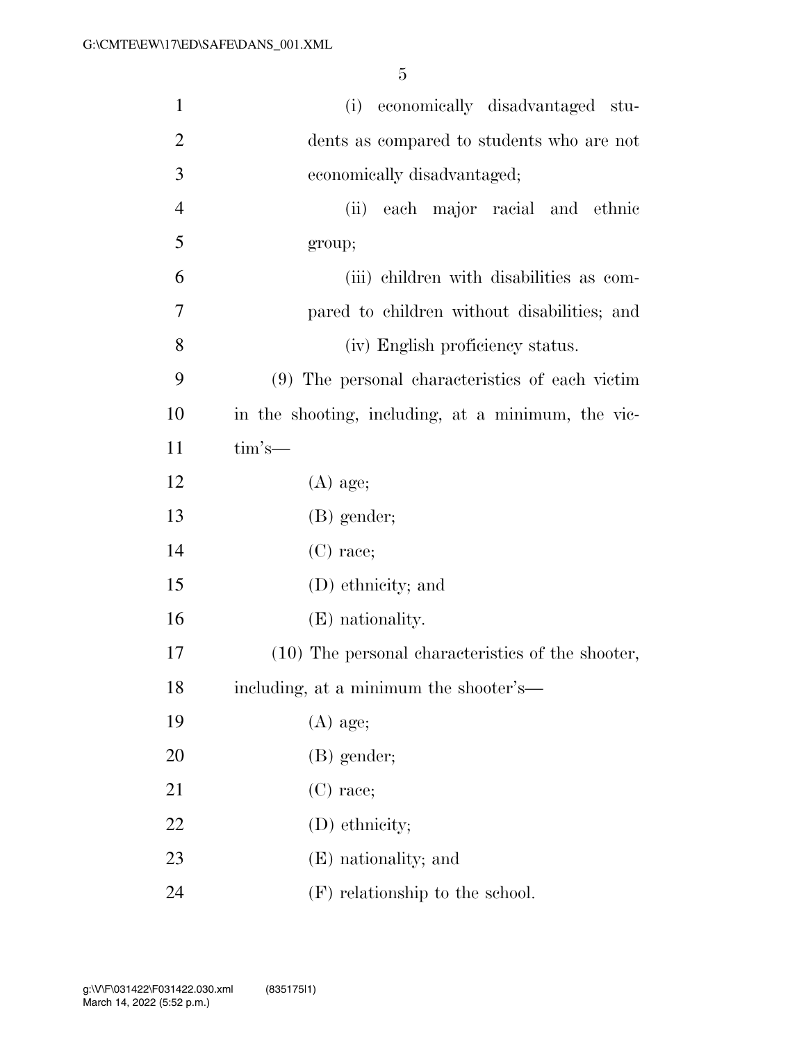(i) economically disadvantaged students as compared to students who are not economically disadvantaged;

(ii) each major racial and ethnic group;

(iii) children with disabilities as compared to children without disabilities; and

(iv) English proficiency status.

(9) The personal characteristics of each victim in the shooting, including, at a minimum, the victim's—

(A) age;

(B) gender;

(C) race;

(D) ethnicity; and

(E) nationality.

(10) The personal characteristics of the shooter, including, at a minimum the shooter's—

(A) age;

(B) gender;

(C) race;

(D) ethnicity;

(E) nationality; and

(F) relationship to the school.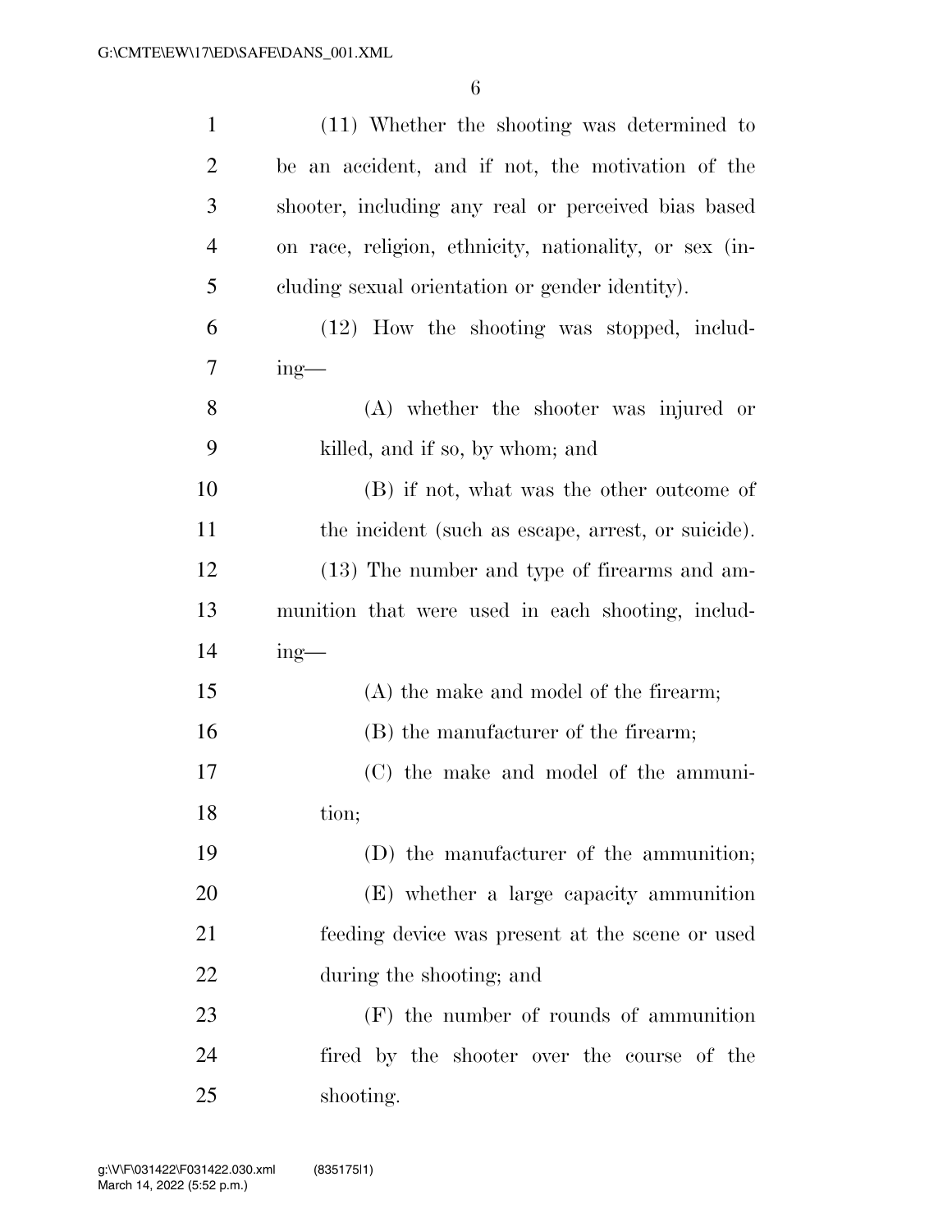(11) Whether the shooting was determined to be an accident, and if not, the motivation of the shooter, including any real or perceived bias based on race, religion, ethnicity, nationality, or sex (including sexual orientation or gender identity).

(12) How the shooting was stopped, including—

(A) whether the shooter was injured or killed, and if so, by whom; and

(B) if not, what was the other outcome of the incident (such as escape, arrest, or suicide).

(13) The number and type of firearms and ammunition that were used in each shooting, including—

(A) the make and model of the firearm;

(B) the manufacturer of the firearm;

(C) the make and model of the ammunition;

(D) the manufacturer of the ammunition;

(E) whether a large capacity ammunition feeding device was present at the scene or used during the shooting; and

(F) the number of rounds of ammunition fired by the shooter over the course of the shooting.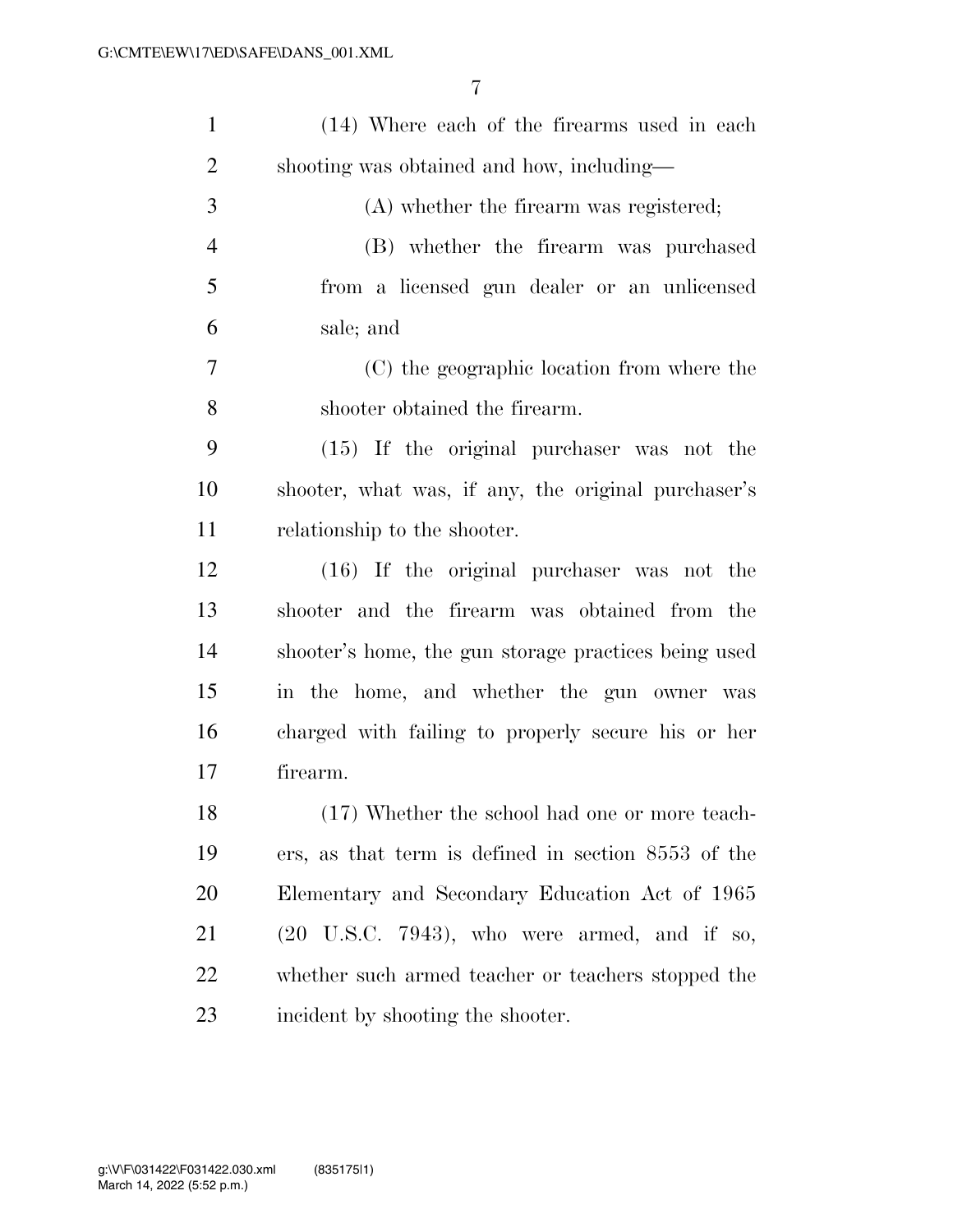(14) Where each of the firearms used in each shooting was obtained and how, including—

(A) whether the firearm was registered;

(B) whether the firearm was purchased from a licensed gun dealer or an unlicensed sale; and

(C) the geographic location from where the shooter obtained the firearm.

(15) If the original purchaser was not the shooter, what was, if any, the original purchaser's relationship to the shooter.

(16) If the original purchaser was not the shooter and the firearm was obtained from the shooter's home, the gun storage practices being used in the home, and whether the gun owner was charged with failing to properly secure his or her firearm.

(17) Whether the school had one or more teachers, as that term is defined in section 8553 of the Elementary and Secondary Education Act of 1965 (20 U.S.C. 7943), who were armed, and if so, whether such armed teacher or teachers stopped the incident by shooting the shooter.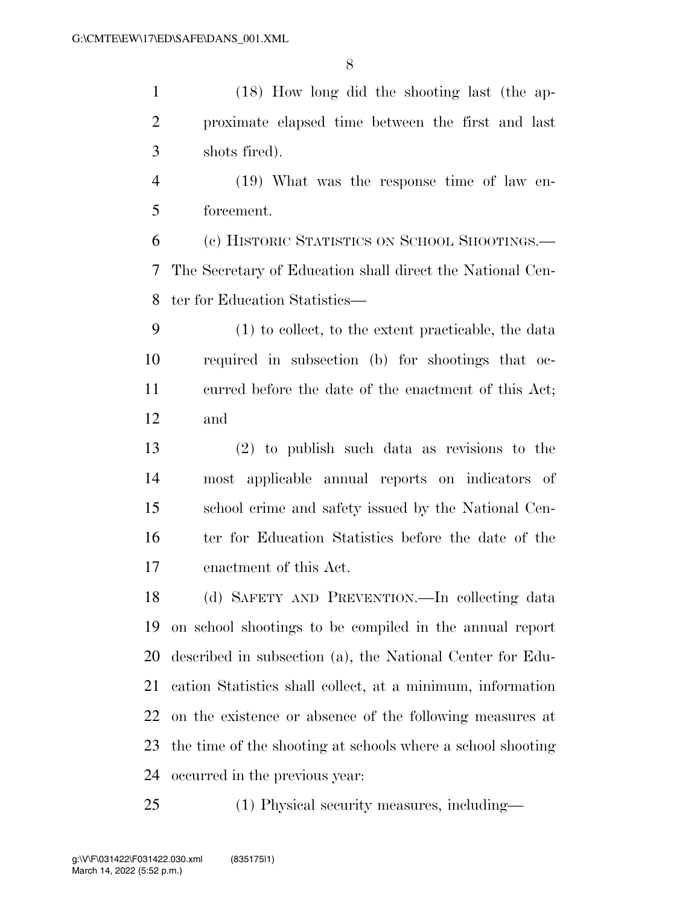(18) How long did the shooting last (the approximate elapsed time between the first and last shots fired).

(19) What was the response time of law enforcement.

(c) HISTORIC STATISTICS ON SCHOOL SHOOTINGS.—The Secretary of Education shall direct the National Center for Education Statistics—

(1) to collect, to the extent practicable, the data required in subsection (b) for shootings that occurred before the date of the enactment of this Act; and

(2) to publish such data as revisions to the most applicable annual reports on indicators of school crime and safety issued by the National Center for Education Statistics before the date of the enactment of this Act.

(d) SAFETY AND PREVENTION.—In collecting data on school shootings to be compiled in the annual report described in subsection (a), the National Center for Education Statistics shall collect, at a minimum, information on the existence or absence of the following measures at the time of the shooting at schools where a school shooting occurred in the previous year:

(1) Physical security measures, including—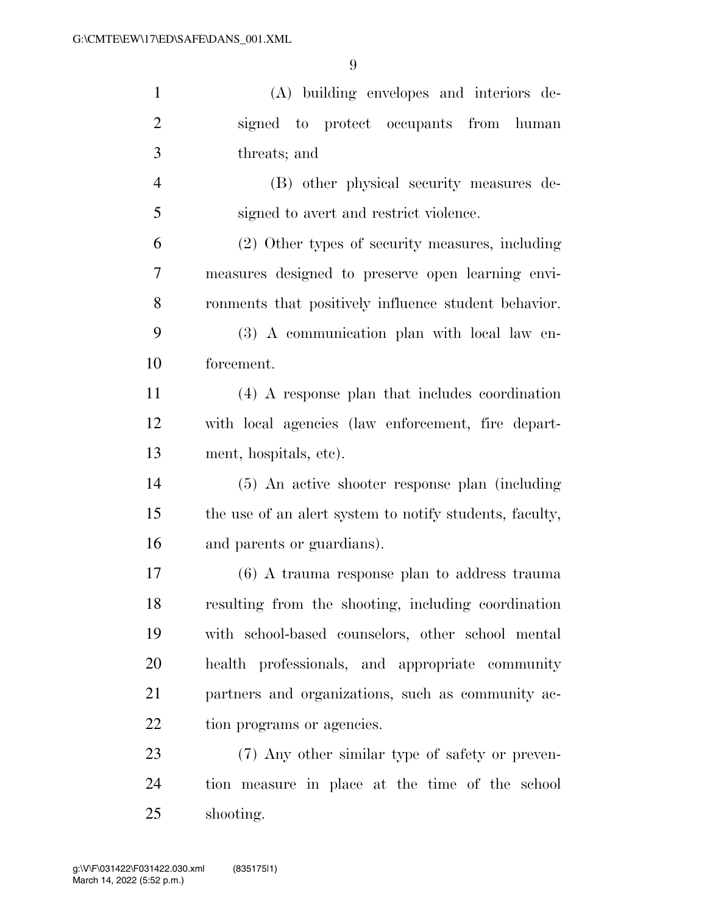(A) building envelopes and interiors designed to protect occupants from human threats; and

(B) other physical security measures designed to avert and restrict violence.

(2) Other types of security measures, including measures designed to preserve open learning environments that positively influence student behavior.

(3) A communication plan with local law enforcement.

(4) A response plan that includes coordination with local agencies (law enforcement, fire department, hospitals, etc).

(5) An active shooter response plan (including the use of an alert system to notify students, faculty, and parents or guardians).

(6) A trauma response plan to address trauma resulting from the shooting, including coordination with school-based counselors, other school mental health professionals, and appropriate community partners and organizations, such as community action programs or agencies.

(7) Any other similar type of safety or prevention measure in place at the time of the school shooting.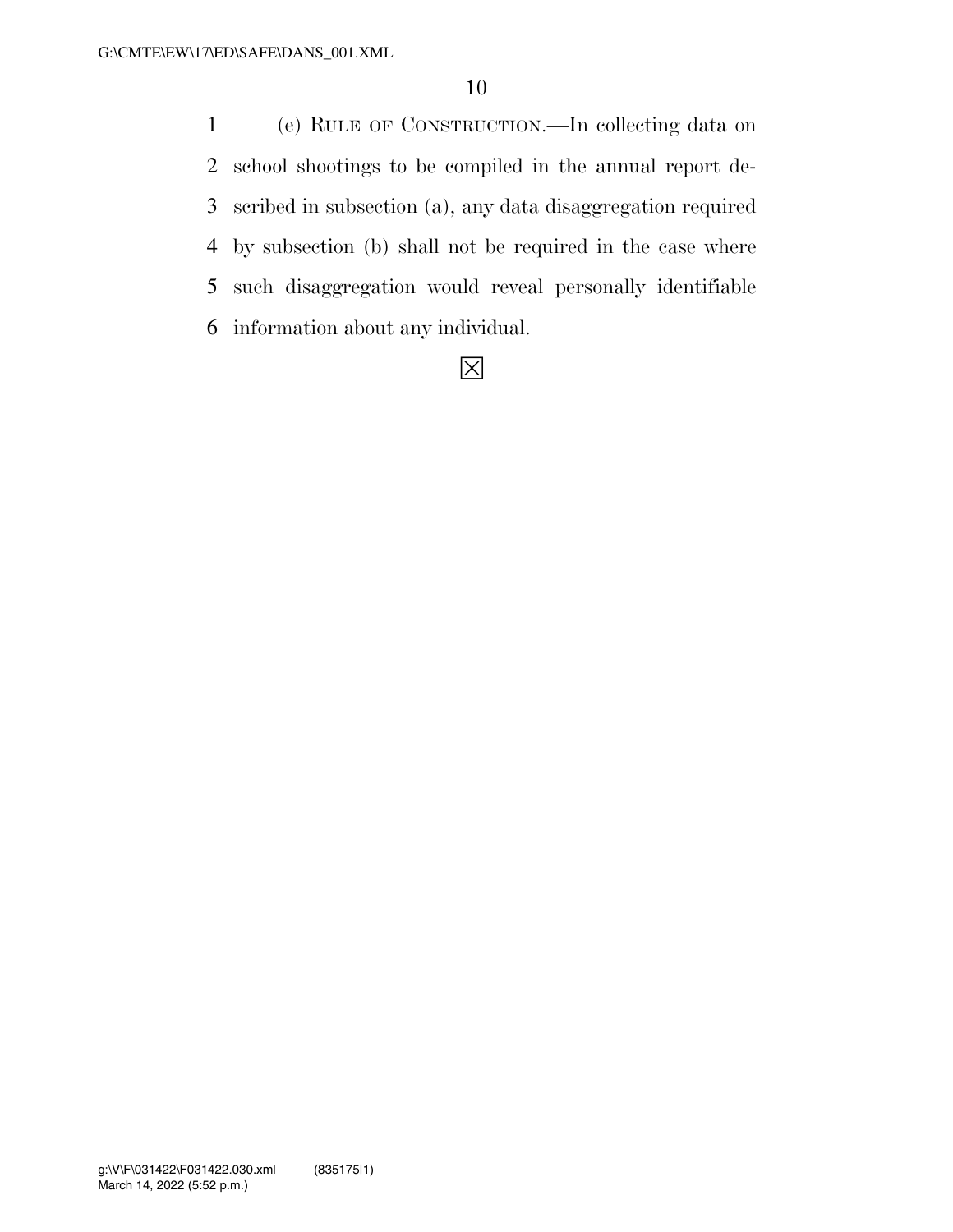(e) RULE OF CONSTRUCTION.—In collecting data on school shootings to be compiled in the annual report described in subsection (a), any data disaggregation required by subsection (b) shall not be required in the case where such disaggregation would reveal personally identifiable information about any individual.

☒